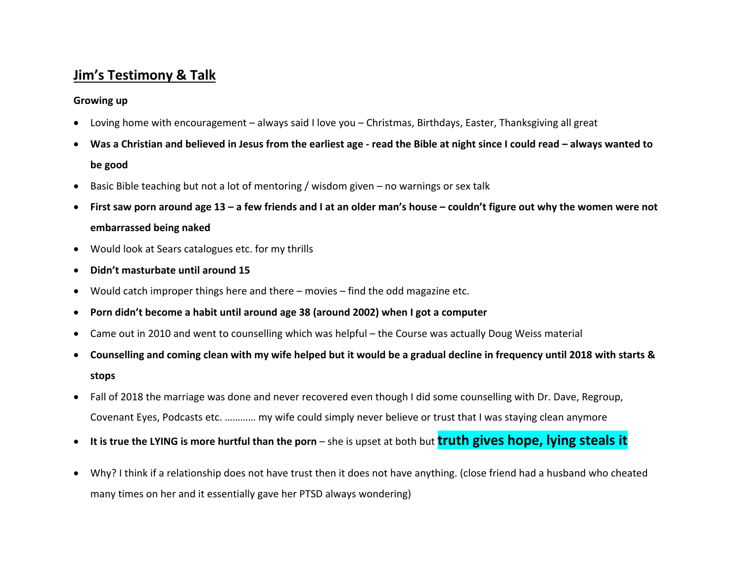# <u>Jim's Testimony & Talk</u>

**Growing up**

- Loving home with encouragement – always said I love you – Christmas, Birthdays, Easter, Thanksgiving all great
- **Was a Christian and believed in Jesus from the earliest age - read the Bible at night since I could read – always wanted to be good**
- Basic Bible teaching but not a lot of mentoring / wisdom given – no warnings or sex talk
- **First saw porn around age 13 – a few friends and I at an older man's house – couldn't figure out why the women were not embarrassed being naked**
- Would look at Sears catalogues etc. for my thrills
- **Didn't masturbate until around 15**
- Would catch improper things here and there – movies – find the odd magazine etc.
- **Porn didn't become a habit until around age 38 (around 2002) when I got a computer**
- Came out in 2010 and went to counselling which was helpful – the Course was actually Doug Weiss material
- **Counselling and coming clean with my wife helped but it would be a gradual decline in frequency until 2018 with starts & stops**
- Fall of 2018 the marriage was done and never recovered even though I did some counselling with Dr. Dave, Regroup, Covenant Eyes, Podcasts etc. ………… my wife could simply never believe or trust that I was staying clean anymore
- **It is true the LYING is more hurtful than the porn** – she is upset at both but **truth gives hope, lying steals it**
- Why? I think if a relationship does not have trust then it does not have anything. (close friend had a husband who cheated many times on her and it essentially gave her PTSD always wondering)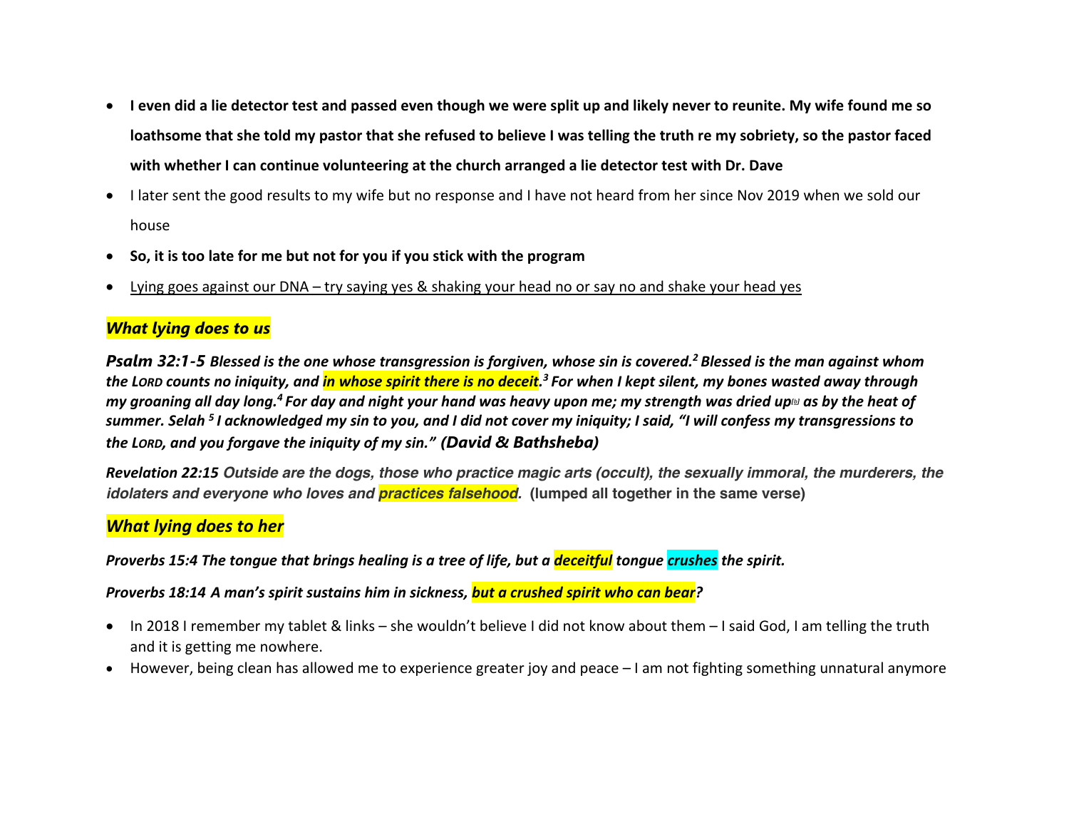- **I even did a lie detector test and passed even though we were split up and likely never to reunite. My wife found me so loathsome that she told my pastor that she refused to believe I was telling the truth re my sobriety, so the pastor faced with whether I can continue volunteering at the church arranged a lie detector test with Dr. Dave**
- I later sent the good results to my wife but no response and I have not heard from her since Nov 2019 when we sold our house
- **So, it is too late for me but not for you if you stick with the program**
- <u>Lying goes against our DNA – try saying yes & shaking your head no or say no and shake your head yes</u>

## *What lying does to us*

***Psalm 32:1-5** Blessed is the one whose transgression is forgiven, whose sin is covered.[2] Blessed is the man against whom the LORD counts no iniquity, and in whose spirit there is no deceit.[3] For when I kept silent, my bones wasted away through my groaning all day long.[4] For day and night your hand was heavy upon me; my strength was dried up[b] as by the heat of summer. Selah [5] I acknowledged my sin to you, and I did not cover my iniquity; I said, "I will confess my transgressions to the LORD, and you forgave the iniquity of my sin." (David & Bathsheba)*

***Revelation 22:15** Outside are the dogs, those who practice magic arts (occult), the sexually immoral, the murderers, the idolaters and everyone who loves and practices falsehood.* **(lumped all together in the same verse)**

## *What lying does to her*

***Proverbs 15:4 The tongue that brings healing is a tree of life, but a deceitful tongue crushes the spirit.***

***Proverbs 18:14 A man's spirit sustains him in sickness, but a crushed spirit who can bear?***

- In 2018 I remember my tablet & links – she wouldn't believe I did not know about them – I said God, I am telling the truth and it is getting me nowhere.
- However, being clean has allowed me to experience greater joy and peace – I am not fighting something unnatural anymore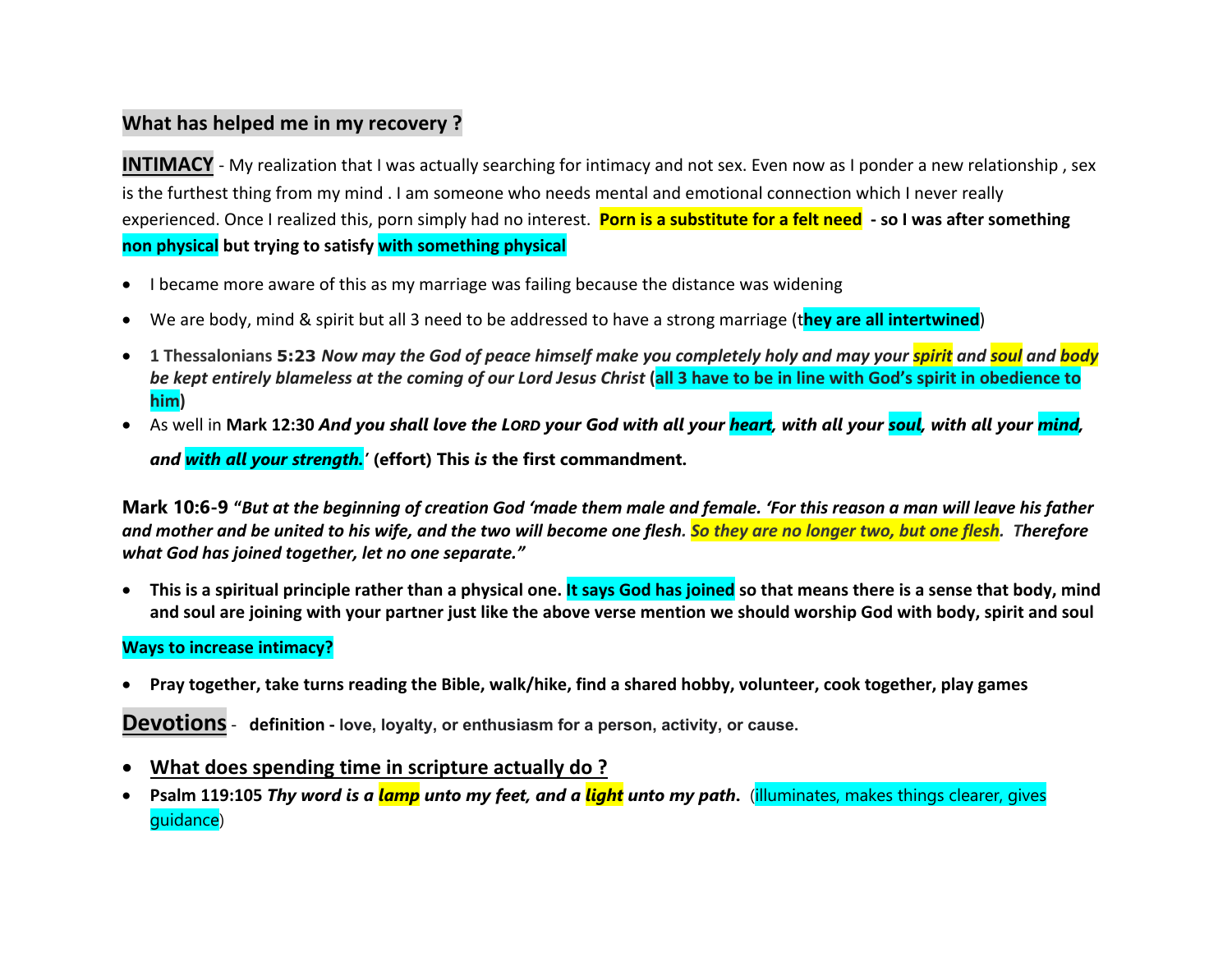## What has helped me in my recovery ?

**INTIMACY** - My realization that I was actually searching for intimacy and not sex. Even now as I ponder a new relationship , sex is the furthest thing from my mind . I am someone who needs mental and emotional connection which I never really experienced. Once I realized this, porn simply had no interest. **Porn is a substitute for a felt need - so I was after something non physical but trying to satisfy with something physical**

- I became more aware of this as my marriage was failing because the distance was widening
- We are body, mind & spirit but all 3 need to be addressed to have a strong marriage (**they are all intertwined**)
- **1 Thessalonians 5:23** ***Now may the God of peace himself make you completely holy and may your spirit and soul and body be kept entirely blameless at the coming of our Lord Jesus Christ*** **(all 3 have to be in line with God's spirit in obedience to him)**
- As well in **Mark 12:30** ***And you shall love the LORD your God with all your heart, with all your soul, with all your mind, and with all your strength.'*** **(effort) This *is* the first commandment.**

**Mark 10:6-9** ***"But at the beginning of creation God 'made them male and female. 'For this reason a man will leave his father and mother and be united to his wife, and the two will become one flesh. So they are no longer two, but one flesh. Therefore what God has joined together, let no one separate."***

- **This is a spiritual principle rather than a physical one. It says God has joined so that means there is a sense that body, mind and soul are joining with your partner just like the above verse mention we should worship God with body, spirit and soul**

**Ways to increase intimacy?**

- **Pray together, take turns reading the Bible, walk/hike, find a shared hobby, volunteer, cook together, play games**

**Devotions** - **definition - love, loyalty, or enthusiasm for a person, activity, or cause.**

- **What does spending time in scripture actually do ?**
- **Psalm 119:105** ***Thy word is a lamp unto my feet, and a light unto my path.*** (illuminates, makes things clearer, gives guidance)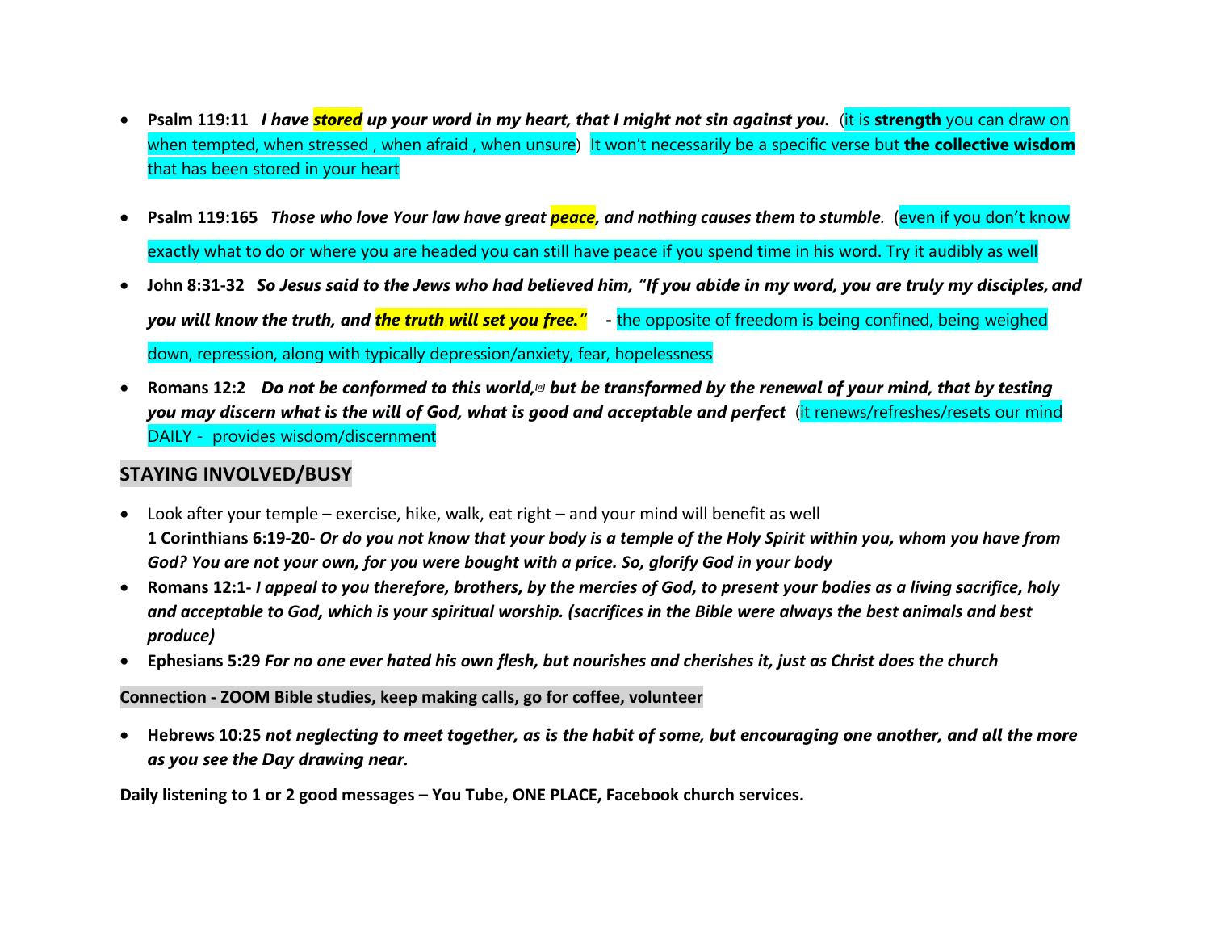- **Psalm 119:11** ***I have stored up your word in my heart, that I might not sin against you.*** (it is **strength** you can draw on when tempted, when stressed , when afraid , when unsure) It won't necessarily be a specific verse but **the collective wisdom** that has been stored in your heart

- **Psalm 119:165** ***Those who love Your law have great peace, and nothing causes them to stumble.*** (even if you don't know exactly what to do or where you are headed you can still have peace if you spend time in his word. Try it audibly as well

- **John 8:31-32** ***So Jesus said to the Jews who had believed him, "If you abide in my word, you are truly my disciples, and you will know the truth, and the truth will set you free."*** **-** the opposite of freedom is being confined, being weighed down, repression, along with typically depression/anxiety, fear, hopelessness

- **Romans 12:2** ***Do not be conformed to this world,[a] but be transformed by the renewal of your mind, that by testing you may discern what is the will of God, what is good and acceptable and perfect*** (it renews/refreshes/resets our mind DAILY - provides wisdom/discernment

## STAYING INVOLVED/BUSY

- Look after your temple – exercise, hike, walk, eat right – and your mind will benefit as well
  **1 Corinthians 6:19-20-** ***Or do you not know that your body is a temple of the Holy Spirit within you, whom you have from God? You are not your own, for you were bought with a price. So, glorify God in your body***
- **Romans 12:1-** ***I appeal to you therefore, brothers, by the mercies of God, to present your bodies as a living sacrifice, holy and acceptable to God, which is your spiritual worship. (sacrifices in the Bible were always the best animals and best produce)***
- **Ephesians 5:29** ***For no one ever hated his own flesh, but nourishes and cherishes it, just as Christ does the church***

**Connection - ZOOM Bible studies, keep making calls, go for coffee, volunteer**

- **Hebrews 10:25** ***not neglecting to meet together, as is the habit of some, but encouraging one another, and all the more as you see the Day drawing near.***

**Daily listening to 1 or 2 good messages – You Tube, ONE PLACE, Facebook church services.**